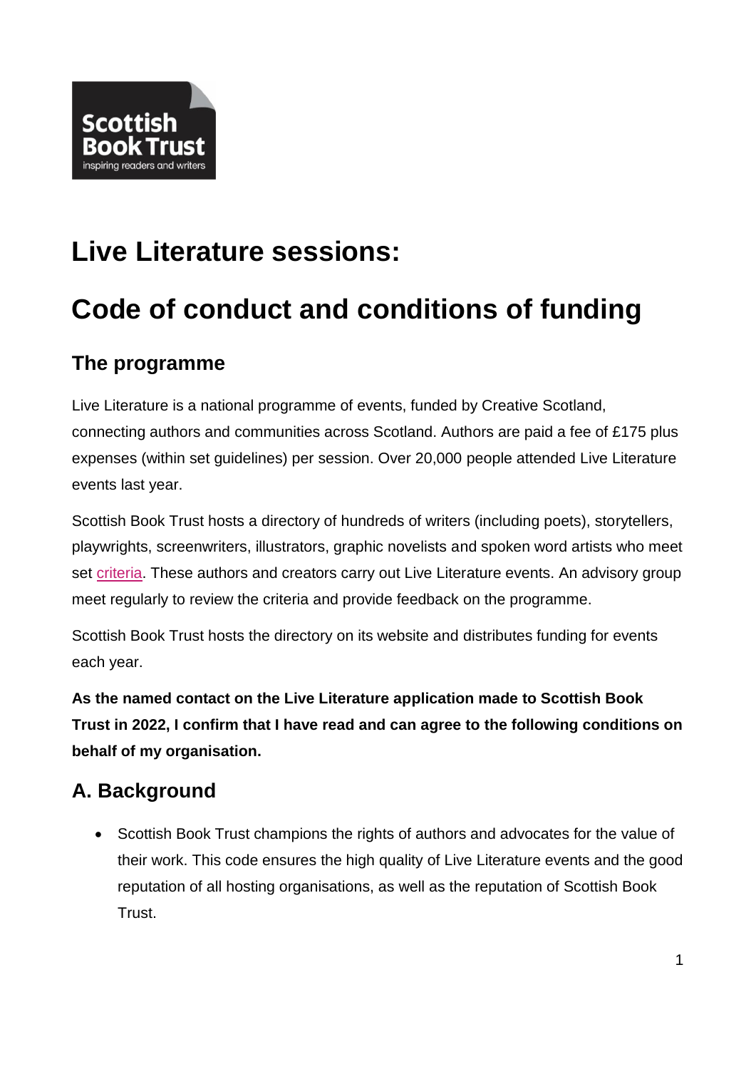# Live Literature sessions:

# Code of conduct and conditions of funding

## The programme

Live Literature is a national programme of events, funded by Creative Scotland, connecting authors and communities across Scotland. Authors are paid a fee of £175 plus expenses (within set guidelines) per session. Over 20,000 people attended Live Literature events last year.

Scottish Book Trust hosts a directory of hundreds of writers (including poets), storytellers, playwrights, screenwriters, illustrators, graphic novelists and spoken word artists who meet set criteria. These authors and creators carry out Live Literature events. An advisory group meet regularly to review the criteria and provide feedback on the programme.

Scottish Book Trust hosts the directory on its website and distributes funding for events each year.

**As the named contact on the Live Literature application made to Scottish Book Trust in 2022, I confirm that I have read and can agree to the following conditions on behalf of my organisation.**

## A. Background

- Scottish Book Trust champions the rights of authors and advocates for the value of their work. This code ensures the high quality of Live Literature events and the good reputation of all hosting organisations, as well as the reputation of Scottish Book Trust.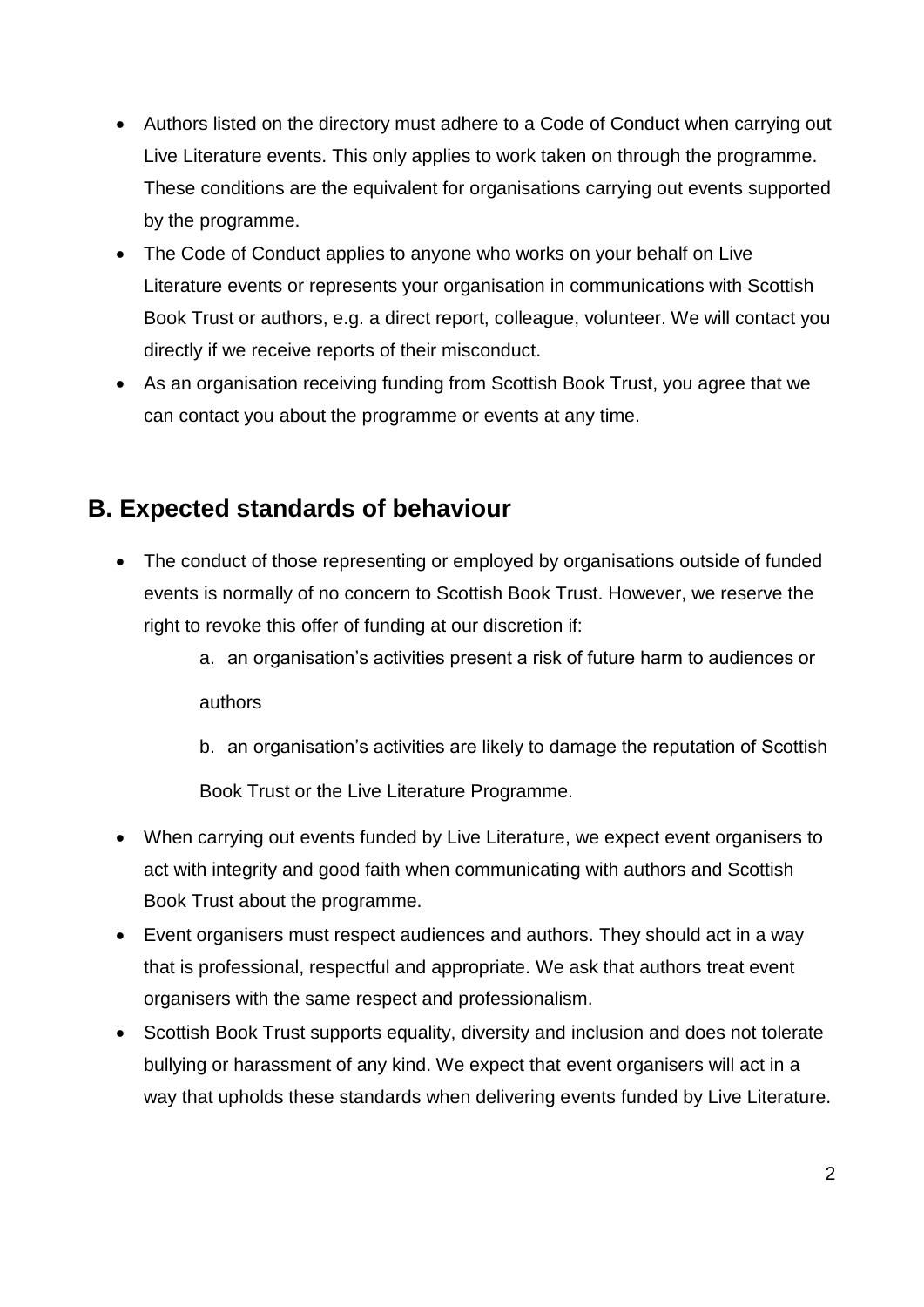- Authors listed on the directory must adhere to a Code of Conduct when carrying out Live Literature events. This only applies to work taken on through the programme. These conditions are the equivalent for organisations carrying out events supported by the programme.
- The Code of Conduct applies to anyone who works on your behalf on Live Literature events or represents your organisation in communications with Scottish Book Trust or authors, e.g. a direct report, colleague, volunteer. We will contact you directly if we receive reports of their misconduct.
- As an organisation receiving funding from Scottish Book Trust, you agree that we can contact you about the programme or events at any time.

## B. Expected standards of behaviour

- The conduct of those representing or employed by organisations outside of funded events is normally of no concern to Scottish Book Trust. However, we reserve the right to revoke this offer of funding at our discretion if:
    a. an organisation's activities present a risk of future harm to audiences or authors
    b. an organisation's activities are likely to damage the reputation of Scottish Book Trust or the Live Literature Programme.
- When carrying out events funded by Live Literature, we expect event organisers to act with integrity and good faith when communicating with authors and Scottish Book Trust about the programme.
- Event organisers must respect audiences and authors. They should act in a way that is professional, respectful and appropriate. We ask that authors treat event organisers with the same respect and professionalism.
- Scottish Book Trust supports equality, diversity and inclusion and does not tolerate bullying or harassment of any kind. We expect that event organisers will act in a way that upholds these standards when delivering events funded by Live Literature.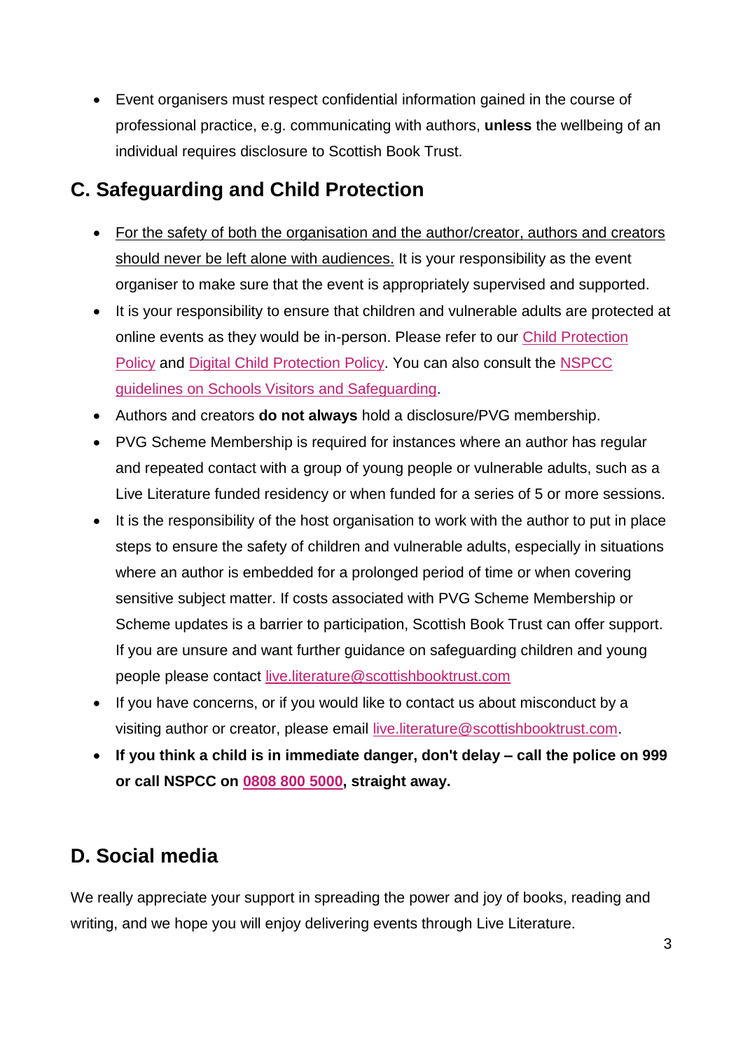- Event organisers must respect confidential information gained in the course of professional practice, e.g. communicating with authors, **unless** the wellbeing of an individual requires disclosure to Scottish Book Trust.

## C. Safeguarding and Child Protection

- For the safety of both the organisation and the author/creator, authors and creators should never be left alone with audiences. It is your responsibility as the event organiser to make sure that the event is appropriately supervised and supported.
- It is your responsibility to ensure that children and vulnerable adults are protected at online events as they would be in-person. Please refer to our Child Protection Policy and Digital Child Protection Policy. You can also consult the NSPCC guidelines on Schools Visitors and Safeguarding.
- Authors and creators **do not always** hold a disclosure/PVG membership.
- PVG Scheme Membership is required for instances where an author has regular and repeated contact with a group of young people or vulnerable adults, such as a Live Literature funded residency or when funded for a series of 5 or more sessions.
- It is the responsibility of the host organisation to work with the author to put in place steps to ensure the safety of children and vulnerable adults, especially in situations where an author is embedded for a prolonged period of time or when covering sensitive subject matter. If costs associated with PVG Scheme Membership or Scheme updates is a barrier to participation, Scottish Book Trust can offer support. If you are unsure and want further guidance on safeguarding children and young people please contact live.literature@scottishbooktrust.com
- If you have concerns, or if you would like to contact us about misconduct by a visiting author or creator, please email live.literature@scottishbooktrust.com.
- **If you think a child is in immediate danger, don't delay – call the police on 999 or call NSPCC on 0808 800 5000, straight away.**

## D. Social media

We really appreciate your support in spreading the power and joy of books, reading and writing, and we hope you will enjoy delivering events through Live Literature.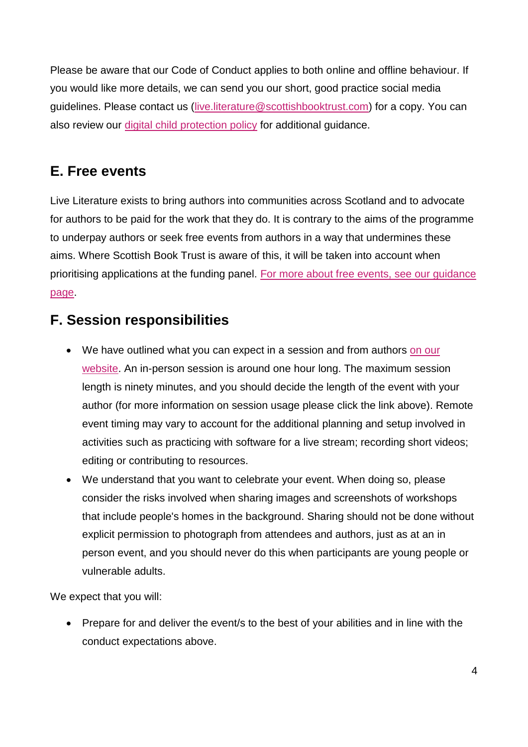Please be aware that our Code of Conduct applies to both online and offline behaviour. If you would like more details, we can send you our short, good practice social media guidelines. Please contact us (live.literature@scottishbooktrust.com) for a copy. You can also review our digital child protection policy for additional guidance.

## E. Free events

Live Literature exists to bring authors into communities across Scotland and to advocate for authors to be paid for the work that they do. It is contrary to the aims of the programme to underpay authors or seek free events from authors in a way that undermines these aims. Where Scottish Book Trust is aware of this, it will be taken into account when prioritising applications at the funding panel. For more about free events, see our guidance page.

## F. Session responsibilities

- We have outlined what you can expect in a session and from authors on our website. An in-person session is around one hour long. The maximum session length is ninety minutes, and you should decide the length of the event with your author (for more information on session usage please click the link above). Remote event timing may vary to account for the additional planning and setup involved in activities such as practicing with software for a live stream; recording short videos; editing or contributing to resources.
- We understand that you want to celebrate your event. When doing so, please consider the risks involved when sharing images and screenshots of workshops that include people's homes in the background. Sharing should not be done without explicit permission to photograph from attendees and authors, just as at an in person event, and you should never do this when participants are young people or vulnerable adults.

We expect that you will:

- Prepare for and deliver the event/s to the best of your abilities and in line with the conduct expectations above.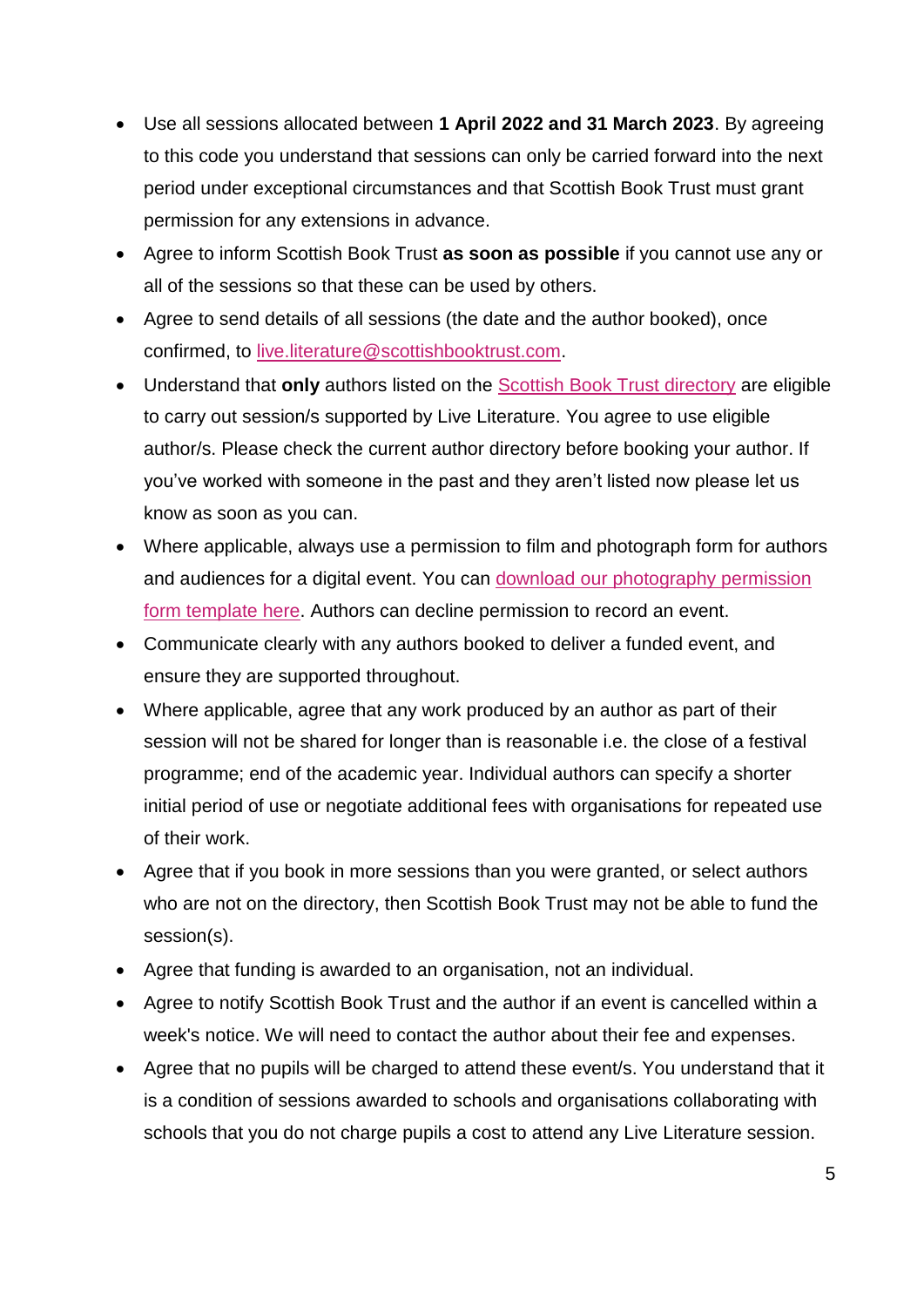- Use all sessions allocated between **1 April 2022 and 31 March 2023**. By agreeing to this code you understand that sessions can only be carried forward into the next period under exceptional circumstances and that Scottish Book Trust must grant permission for any extensions in advance.
- Agree to inform Scottish Book Trust **as soon as possible** if you cannot use any or all of the sessions so that these can be used by others.
- Agree to send details of all sessions (the date and the author booked), once confirmed, to live.literature@scottishbooktrust.com.
- Understand that **only** authors listed on the Scottish Book Trust directory are eligible to carry out session/s supported by Live Literature. You agree to use eligible author/s. Please check the current author directory before booking your author. If you've worked with someone in the past and they aren't listed now please let us know as soon as you can.
- Where applicable, always use a permission to film and photograph form for authors and audiences for a digital event. You can download our photography permission form template here. Authors can decline permission to record an event.
- Communicate clearly with any authors booked to deliver a funded event, and ensure they are supported throughout.
- Where applicable, agree that any work produced by an author as part of their session will not be shared for longer than is reasonable i.e. the close of a festival programme; end of the academic year. Individual authors can specify a shorter initial period of use or negotiate additional fees with organisations for repeated use of their work.
- Agree that if you book in more sessions than you were granted, or select authors who are not on the directory, then Scottish Book Trust may not be able to fund the session(s).
- Agree that funding is awarded to an organisation, not an individual.
- Agree to notify Scottish Book Trust and the author if an event is cancelled within a week's notice. We will need to contact the author about their fee and expenses.
- Agree that no pupils will be charged to attend these event/s. You understand that it is a condition of sessions awarded to schools and organisations collaborating with schools that you do not charge pupils a cost to attend any Live Literature session.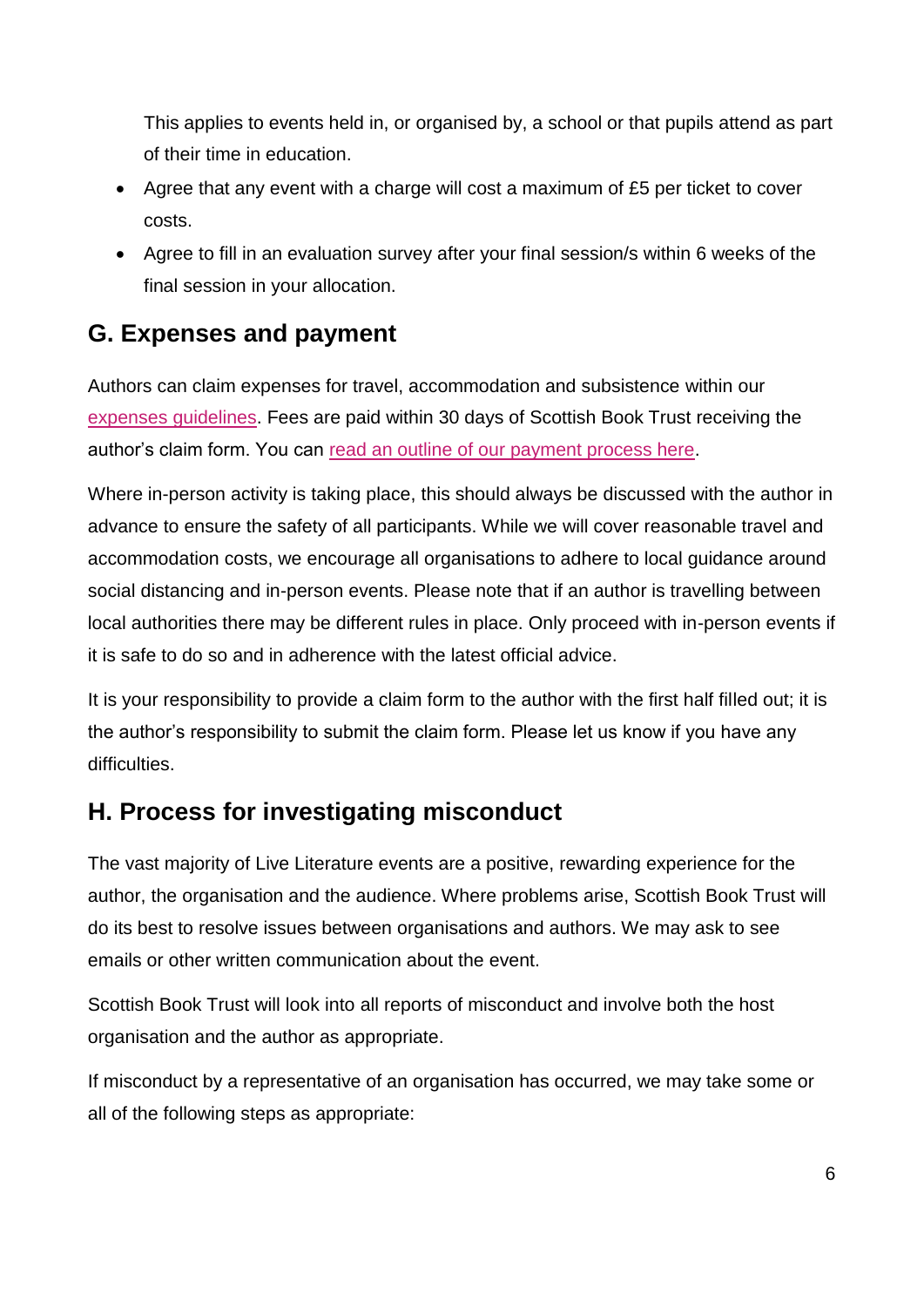This applies to events held in, or organised by, a school or that pupils attend as part of their time in education.

- Agree that any event with a charge will cost a maximum of £5 per ticket to cover costs.
- Agree to fill in an evaluation survey after your final session/s within 6 weeks of the final session in your allocation.

## G. Expenses and payment

Authors can claim expenses for travel, accommodation and subsistence within our expenses guidelines. Fees are paid within 30 days of Scottish Book Trust receiving the author's claim form. You can read an outline of our payment process here.

Where in-person activity is taking place, this should always be discussed with the author in advance to ensure the safety of all participants. While we will cover reasonable travel and accommodation costs, we encourage all organisations to adhere to local guidance around social distancing and in-person events. Please note that if an author is travelling between local authorities there may be different rules in place. Only proceed with in-person events if it is safe to do so and in adherence with the latest official advice.

It is your responsibility to provide a claim form to the author with the first half filled out; it is the author's responsibility to submit the claim form. Please let us know if you have any difficulties.

## H. Process for investigating misconduct

The vast majority of Live Literature events are a positive, rewarding experience for the author, the organisation and the audience. Where problems arise, Scottish Book Trust will do its best to resolve issues between organisations and authors. We may ask to see emails or other written communication about the event.

Scottish Book Trust will look into all reports of misconduct and involve both the host organisation and the author as appropriate.

If misconduct by a representative of an organisation has occurred, we may take some or all of the following steps as appropriate: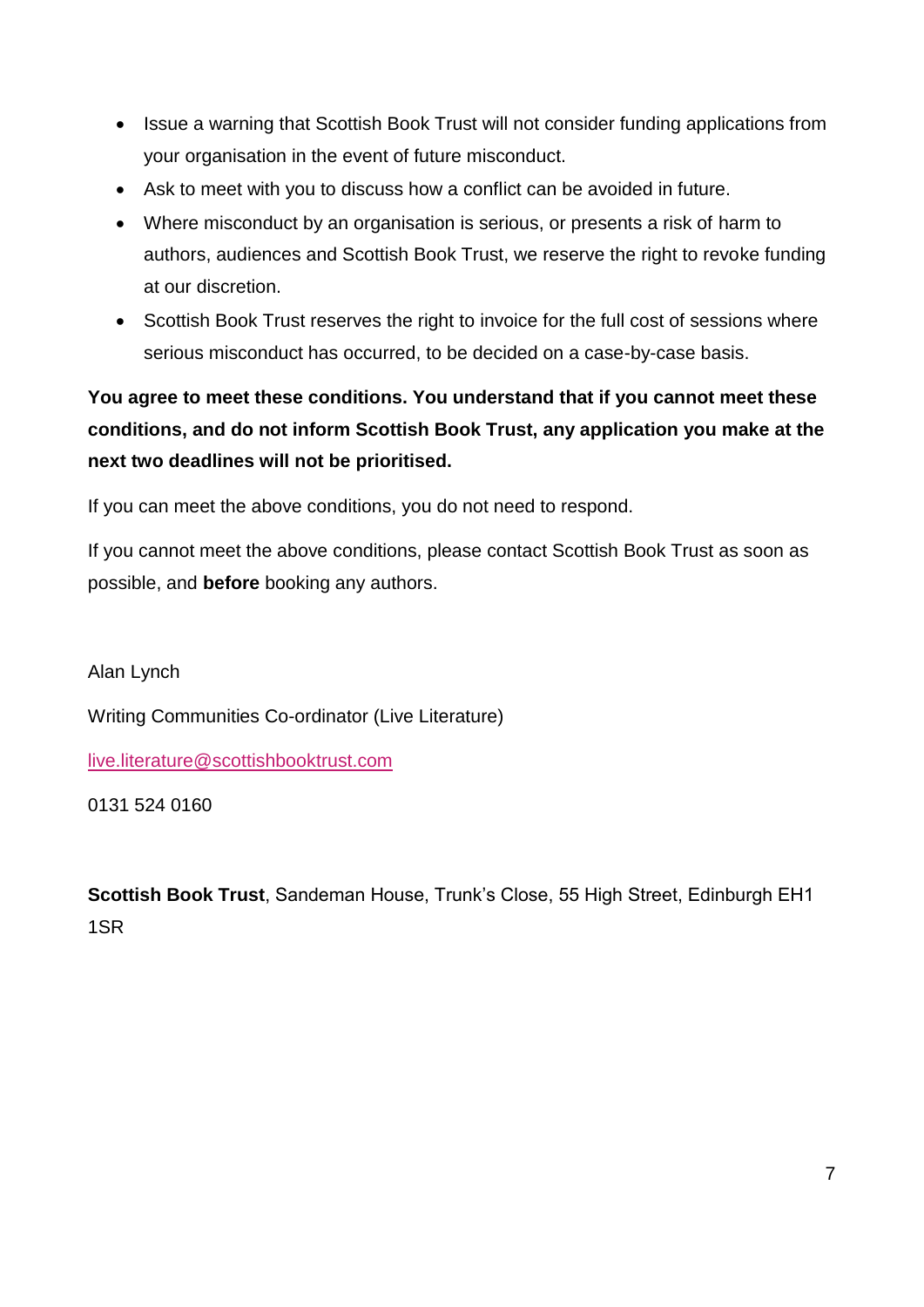- Issue a warning that Scottish Book Trust will not consider funding applications from your organisation in the event of future misconduct.
- Ask to meet with you to discuss how a conflict can be avoided in future.
- Where misconduct by an organisation is serious, or presents a risk of harm to authors, audiences and Scottish Book Trust, we reserve the right to revoke funding at our discretion.
- Scottish Book Trust reserves the right to invoice for the full cost of sessions where serious misconduct has occurred, to be decided on a case-by-case basis.

**You agree to meet these conditions. You understand that if you cannot meet these conditions, and do not inform Scottish Book Trust, any application you make at the next two deadlines will not be prioritised.**

If you can meet the above conditions, you do not need to respond.

If you cannot meet the above conditions, please contact Scottish Book Trust as soon as possible, and **before** booking any authors.

Alan Lynch

Writing Communities Co-ordinator (Live Literature)

live.literature@scottishbooktrust.com

0131 524 0160

**Scottish Book Trust**, Sandeman House, Trunk's Close, 55 High Street, Edinburgh EH1 1SR